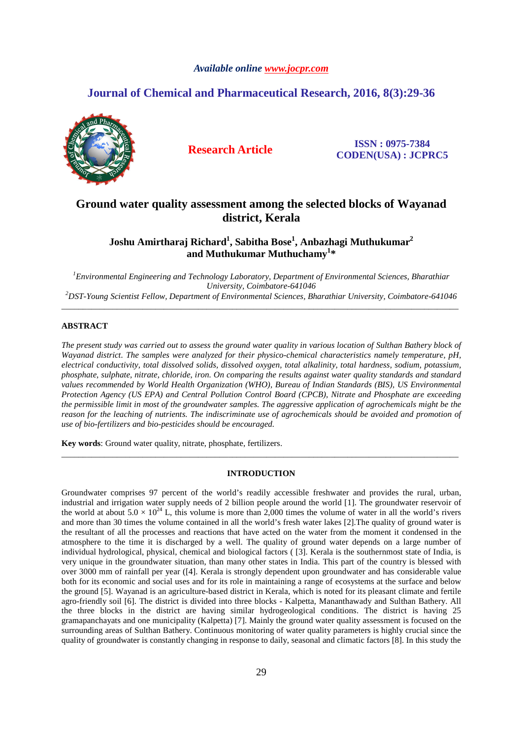Available online www.jocpr.com

# Journal of Chemical and Pharmaceutical Research, 2016, 8(3):29-36

**Research Article**

**ISSN : 0975-7384**
**CODEN(USA) : JCPRC5**

# Ground water quality assessment among the selected blocks of Wayanad district, Kerala

**Joshu Amirtharaj Richard[1], Sabitha Bose[1], Anbazhagi Muthukumar[2] and Muthukumar Muthuchamy[1]***

[1]*Environmental Engineering and Technology Laboratory, Department of Environmental Sciences, Bharathiar University, Coimbatore-641046*
[2]*DST-Young Scientist Fellow, Department of Environmental Sciences, Bharathiar University, Coimbatore-641046*

---

## ABSTRACT

*The present study was carried out to assess the ground water quality in various location of Sulthan Bathery block of Wayanad district. The samples were analyzed for their physico-chemical characteristics namely temperature, pH, electrical conductivity, total dissolved solids, dissolved oxygen, total alkalinity, total hardness, sodium, potassium, phosphate, sulphate, nitrate, chloride, iron. On comparing the results against water quality standards and standard values recommended by World Health Organization (WHO), Bureau of Indian Standards (BIS), US Environmental Protection Agency (US EPA) and Central Pollution Control Board (CPCB), Nitrate and Phosphate are exceeding the permissible limit in most of the groundwater samples. The aggressive application of agrochemicals might be the reason for the leaching of nutrients. The indiscriminate use of agrochemicals should be avoided and promotion of use of bio-fertilizers and bio-pesticides should be encouraged.*

**Key words**: Ground water quality, nitrate, phosphate, fertilizers.

---

## INTRODUCTION

Groundwater comprises 97 percent of the world's readily accessible freshwater and provides the rural, urban, industrial and irrigation water supply needs of 2 billion people around the world [1]. The groundwater reservoir of the world at about $5.0 \times 10^{24}$ L, this volume is more than 2,000 times the volume of water in all the world's rivers and more than 30 times the volume contained in all the world's fresh water lakes [2].The quality of ground water is the resultant of all the processes and reactions that have acted on the water from the moment it condensed in the atmosphere to the time it is discharged by a well. The quality of ground water depends on a large number of individual hydrological, physical, chemical and biological factors ( [3]. Kerala is the southernmost state of India, is very unique in the groundwater situation, than many other states in India. This part of the country is blessed with over 3000 mm of rainfall per year ([4]. Kerala is strongly dependent upon groundwater and has considerable value both for its economic and social uses and for its role in maintaining a range of ecosystems at the surface and below the ground [5]. Wayanad is an agriculture-based district in Kerala, which is noted for its pleasant climate and fertile agro-friendly soil [6]. The district is divided into three blocks - Kalpetta, Mananthawady and Sulthan Bathery. All the three blocks in the district are having similar hydrogeological conditions. The district is having 25 gramapanchayats and one municipality (Kalpetta) [7]. Mainly the ground water quality assessment is focused on the surrounding areas of Sulthan Bathery. Continuous monitoring of water quality parameters is highly crucial since the quality of groundwater is constantly changing in response to daily, seasonal and climatic factors [8]. In this study the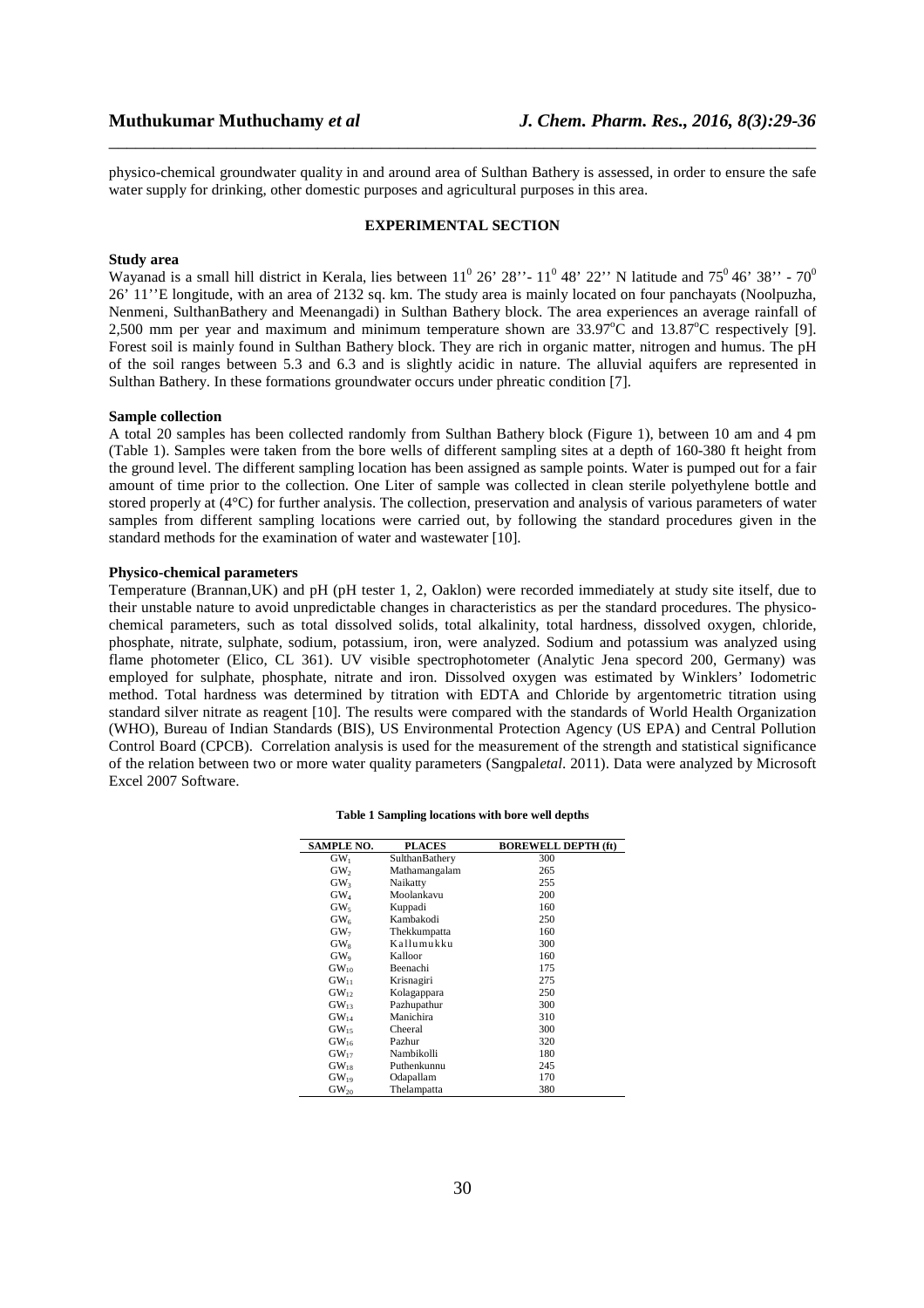physico-chemical groundwater quality in and around area of Sulthan Bathery is assessed, in order to ensure the safe water supply for drinking, other domestic purposes and agricultural purposes in this area.

## EXPERIMENTAL SECTION

### Study area

Wayanad is a small hill district in Kerala, lies between $11^0$ 26' 28''- $11^0$ 48' 22'' N latitude and $75^0$ 46' 38'' - $70^0$ 26' 11''E longitude, with an area of 2132 sq. km. The study area is mainly located on four panchayats (Noolpuzha, Nenmeni, SulthanBathery and Meenangadi) in Sulthan Bathery block. The area experiences an average rainfall of 2,500 mm per year and maximum and minimum temperature shown are 33.97°C and 13.87°C respectively [9]. Forest soil is mainly found in Sulthan Bathery block. They are rich in organic matter, nitrogen and humus. The pH of the soil ranges between 5.3 and 6.3 and is slightly acidic in nature. The alluvial aquifers are represented in Sulthan Bathery. In these formations groundwater occurs under phreatic condition [7].

### Sample collection

A total 20 samples has been collected randomly from Sulthan Bathery block (Figure 1), between 10 am and 4 pm (Table 1). Samples were taken from the bore wells of different sampling sites at a depth of 160-380 ft height from the ground level. The different sampling location has been assigned as sample points. Water is pumped out for a fair amount of time prior to the collection. One Liter of sample was collected in clean sterile polyethylene bottle and stored properly at (4°C) for further analysis. The collection, preservation and analysis of various parameters of water samples from different sampling locations were carried out, by following the standard procedures given in the standard methods for the examination of water and wastewater [10].

### Physico-chemical parameters

Temperature (Brannan,UK) and pH (pH tester 1, 2, Oaklon) were recorded immediately at study site itself, due to their unstable nature to avoid unpredictable changes in characteristics as per the standard procedures. The physico-chemical parameters, such as total dissolved solids, total alkalinity, total hardness, dissolved oxygen, chloride, phosphate, nitrate, sulphate, sodium, potassium, iron, were analyzed. Sodium and potassium was analyzed using flame photometer (Elico, CL 361). UV visible spectrophotometer (Analytic Jena specord 200, Germany) was employed for sulphate, phosphate, nitrate and iron. Dissolved oxygen was estimated by Winklers' Iodometric method. Total hardness was determined by titration with EDTA and Chloride by argentometric titration using standard silver nitrate as reagent [10]. The results were compared with the standards of World Health Organization (WHO), Bureau of Indian Standards (BIS), US Environmental Protection Agency (US EPA) and Central Pollution Control Board (CPCB). Correlation analysis is used for the measurement of the strength and statistical significance of the relation between two or more water quality parameters (Sangpal*etal*. 2011). Data were analyzed by Microsoft Excel 2007 Software.

**Table 1 Sampling locations with bore well depths**

| SAMPLE NO. | PLACES | BOREWELL DEPTH (ft) |
|---|---|---|
| $GW_1$ | SulthanBathery | 300 |
| $GW_2$ | Mathamangalam | 265 |
| $GW_3$ | Naikatty | 255 |
| $GW_4$ | Moolankavu | 200 |
| $GW_5$ | Kuppadi | 160 |
| $GW_6$ | Kambakodi | 250 |
| $GW_7$ | Thekkumpatta | 160 |
| $GW_8$ | Kallumukku | 300 |
| $GW_9$ | Kalloor | 160 |
| $GW_{10}$ | Beenachi | 175 |
| $GW_{11}$ | Krisnagiri | 275 |
| $GW_{12}$ | Kolagappara | 250 |
| $GW_{13}$ | Pazhupathur | 300 |
| $GW_{14}$ | Manichira | 310 |
| $GW_{15}$ | Cheeral | 300 |
| $GW_{16}$ | Pazhur | 320 |
| $GW_{17}$ | Nambikolli | 180 |
| $GW_{18}$ | Puthenkunnu | 245 |
| $GW_{19}$ | Odapallam | 170 |
| $GW_{20}$ | Thelampatta | 380 |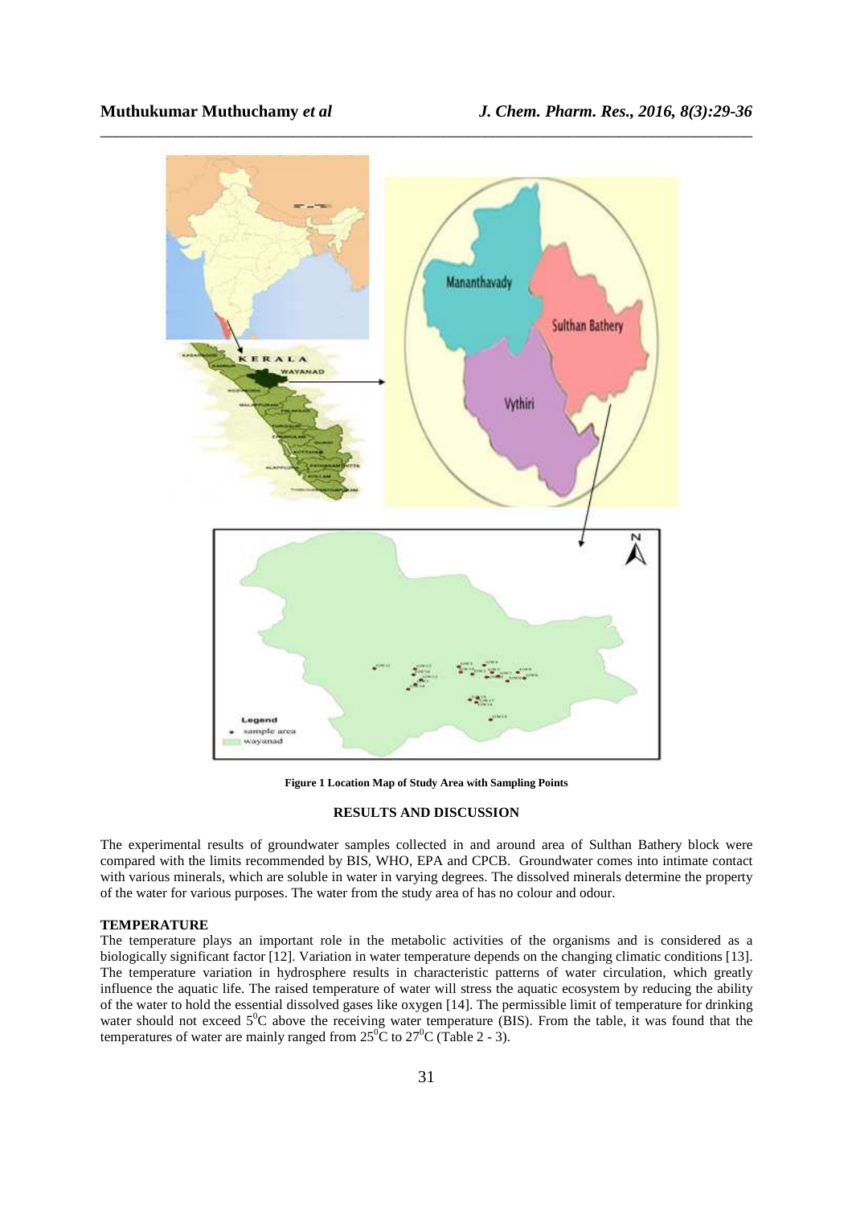Figure 1 Location Map of Study Area with Sampling Points

## RESULTS AND DISCUSSION

The experimental results of groundwater samples collected in and around area of Sulthan Bathery block were compared with the limits recommended by BIS, WHO, EPA and CPCB. Groundwater comes into intimate contact with various minerals, which are soluble in water in varying degrees. The dissolved minerals determine the property of the water for various purposes. The water from the study area of has no colour and odour.

### TEMPERATURE

The temperature plays an important role in the metabolic activities of the organisms and is considered as a biologically significant factor [12]. Variation in water temperature depends on the changing climatic conditions [13]. The temperature variation in hydrosphere results in characteristic patterns of water circulation, which greatly influence the aquatic life. The raised temperature of water will stress the aquatic ecosystem by reducing the ability of the water to hold the essential dissolved gases like oxygen [14]. The permissible limit of temperature for drinking water should not exceed $5^0$C above the receiving water temperature (BIS). From the table, it was found that the temperatures of water are mainly ranged from $25^0$C to $27^0$C (Table 2 - 3).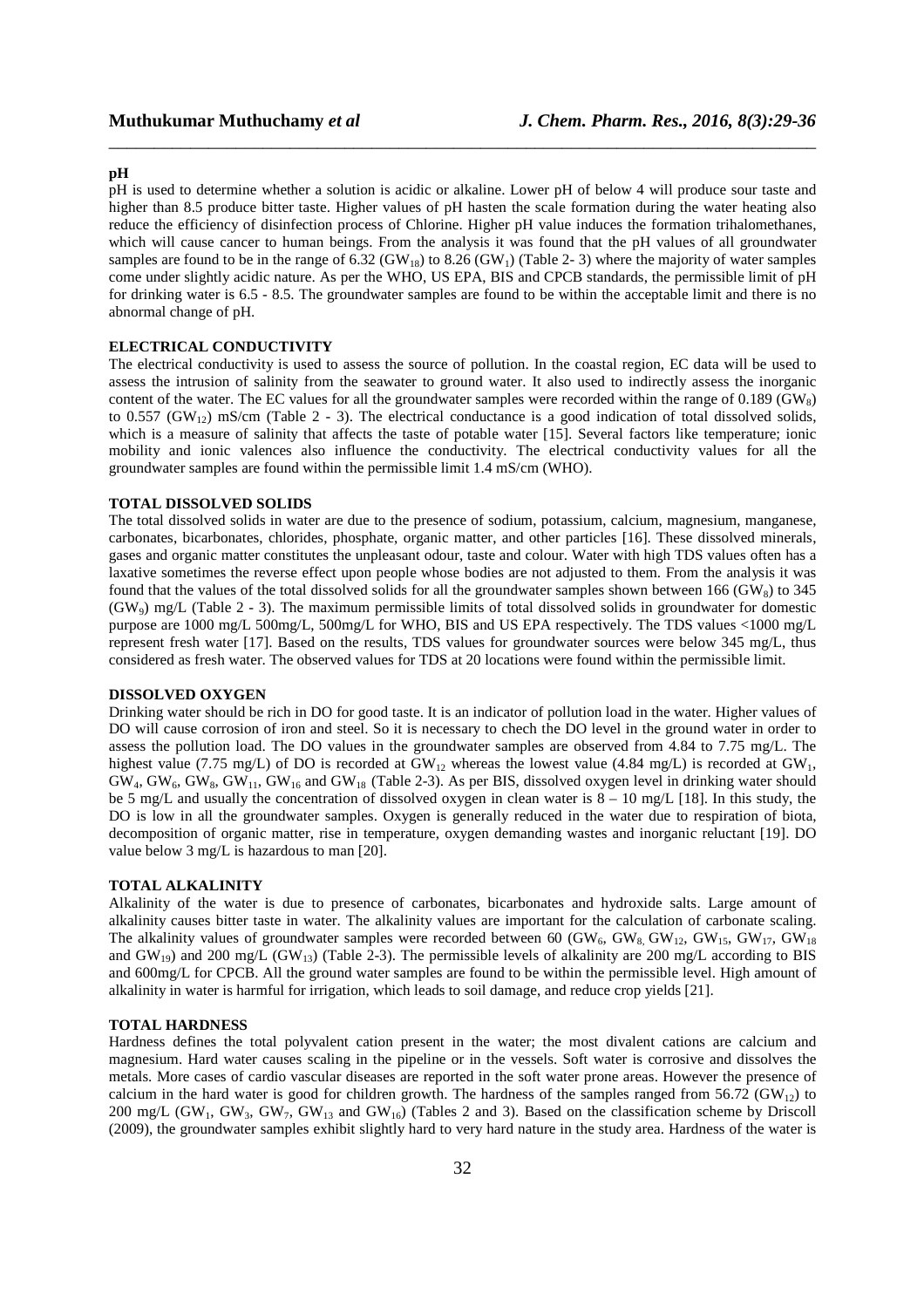### pH

pH is used to determine whether a solution is acidic or alkaline. Lower pH of below 4 will produce sour taste and higher than 8.5 produce bitter taste. Higher values of pH hasten the scale formation during the water heating also reduce the efficiency of disinfection process of Chlorine. Higher pH value induces the formation trihalomethanes, which will cause cancer to human beings. From the analysis it was found that the pH values of all groundwater samples are found to be in the range of 6.32 ($GW_{18}$) to 8.26 ($GW_1$) (Table 2- 3) where the majority of water samples come under slightly acidic nature. As per the WHO, US EPA, BIS and CPCB standards, the permissible limit of pH for drinking water is 6.5 - 8.5. The groundwater samples are found to be within the acceptable limit and there is no abnormal change of pH.

### ELECTRICAL CONDUCTIVITY

The electrical conductivity is used to assess the source of pollution. In the coastal region, EC data will be used to assess the intrusion of salinity from the seawater to ground water. It also used to indirectly assess the inorganic content of the water. The EC values for all the groundwater samples were recorded within the range of 0.189 ($GW_8$) to 0.557 ($GW_{12}$) mS/cm (Table 2 - 3). The electrical conductance is a good indication of total dissolved solids, which is a measure of salinity that affects the taste of potable water [15]. Several factors like temperature; ionic mobility and ionic valences also influence the conductivity. The electrical conductivity values for all the groundwater samples are found within the permissible limit 1.4 mS/cm (WHO).

### TOTAL DISSOLVED SOLIDS

The total dissolved solids in water are due to the presence of sodium, potassium, calcium, magnesium, manganese, carbonates, bicarbonates, chlorides, phosphate, organic matter, and other particles [16]. These dissolved minerals, gases and organic matter constitutes the unpleasant odour, taste and colour. Water with high TDS values often has a laxative sometimes the reverse effect upon people whose bodies are not adjusted to them. From the analysis it was found that the values of the total dissolved solids for all the groundwater samples shown between 166 ($GW_8$) to 345 ($GW_9$) mg/L (Table 2 - 3). The maximum permissible limits of total dissolved solids in groundwater for domestic purpose are 1000 mg/L 500mg/L, 500mg/L for WHO, BIS and US EPA respectively. The TDS values <1000 mg/L represent fresh water [17]. Based on the results, TDS values for groundwater sources were below 345 mg/L, thus considered as fresh water. The observed values for TDS at 20 locations were found within the permissible limit.

### DISSOLVED OXYGEN

Drinking water should be rich in DO for good taste. It is an indicator of pollution load in the water. Higher values of DO will cause corrosion of iron and steel. So it is necessary to chech the DO level in the ground water in order to assess the pollution load. The DO values in the groundwater samples are observed from 4.84 to 7.75 mg/L. The highest value (7.75 mg/L) of DO is recorded at $GW_{12}$ whereas the lowest value (4.84 mg/L) is recorded at $GW_1$, $GW_4$, $GW_6$, $GW_8$, $GW_{11}$, $GW_{16}$ and $GW_{18}$ (Table 2-3). As per BIS, dissolved oxygen level in drinking water should be 5 mg/L and usually the concentration of dissolved oxygen in clean water is 8 – 10 mg/L [18]. In this study, the DO is low in all the groundwater samples. Oxygen is generally reduced in the water due to respiration of biota, decomposition of organic matter, rise in temperature, oxygen demanding wastes and inorganic reluctant [19]. DO value below 3 mg/L is hazardous to man [20].

### TOTAL ALKALINITY

Alkalinity of the water is due to presence of carbonates, bicarbonates and hydroxide salts. Large amount of alkalinity causes bitter taste in water. The alkalinity values are important for the calculation of carbonate scaling. The alkalinity values of groundwater samples were recorded between 60 ($GW_6$, $GW_8$, $GW_{12}$, $GW_{15}$, $GW_{17}$, $GW_{18}$ and $GW_{19}$) and 200 mg/L ($GW_{13}$) (Table 2-3). The permissible levels of alkalinity are 200 mg/L according to BIS and 600mg/L for CPCB. All the ground water samples are found to be within the permissible level. High amount of alkalinity in water is harmful for irrigation, which leads to soil damage, and reduce crop yields [21].

### TOTAL HARDNESS

Hardness defines the total polyvalent cation present in the water; the most divalent cations are calcium and magnesium. Hard water causes scaling in the pipeline or in the vessels. Soft water is corrosive and dissolves the metals. More cases of cardio vascular diseases are reported in the soft water prone areas. However the presence of calcium in the hard water is good for children growth. The hardness of the samples ranged from 56.72 ($GW_{12}$) to 200 mg/L ($GW_1$, $GW_3$, $GW_7$, $GW_{13}$ and $GW_{16}$) (Tables 2 and 3). Based on the classification scheme by Driscoll (2009), the groundwater samples exhibit slightly hard to very hard nature in the study area. Hardness of the water is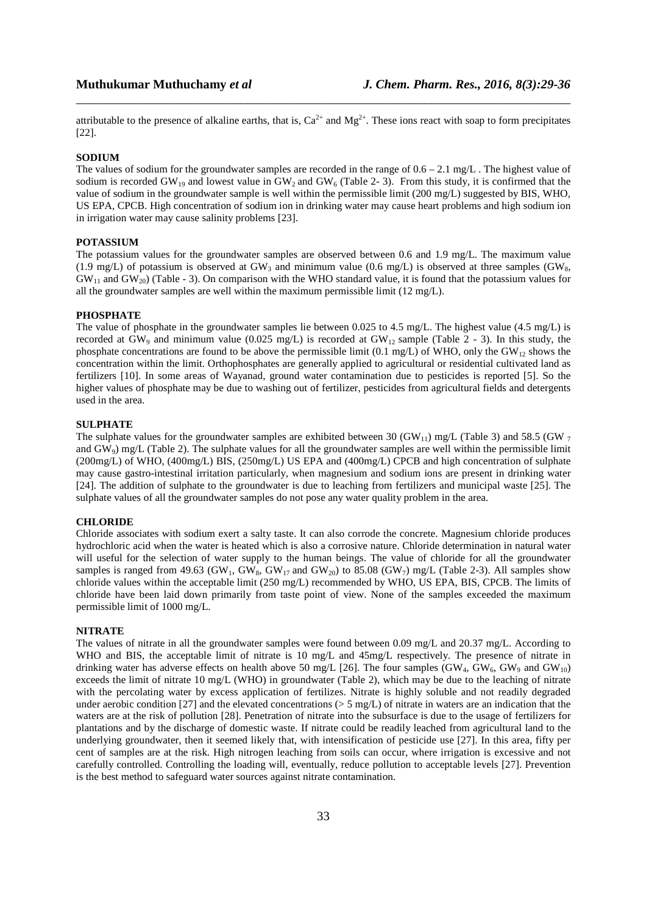attributable to the presence of alkaline earths, that is, $Ca^{2+}$ and $Mg^{2+}$. These ions react with soap to form precipitates [22].

## SODIUM

The values of sodium for the groundwater samples are recorded in the range of 0.6 – 2.1 mg/L . The highest value of sodium is recorded $GW_{19}$ and lowest value in $GW_2$ and $GW_6$ (Table 2- 3). From this study, it is confirmed that the value of sodium in the groundwater sample is well within the permissible limit (200 mg/L) suggested by BIS, WHO, US EPA, CPCB. High concentration of sodium ion in drinking water may cause heart problems and high sodium ion in irrigation water may cause salinity problems [23].

## POTASSIUM

The potassium values for the groundwater samples are observed between 0.6 and 1.9 mg/L. The maximum value (1.9 mg/L) of potassium is observed at $GW_3$ and minimum value (0.6 mg/L) is observed at three samples ($GW_8$, $GW_{11}$ and $GW_{20}$) (Table - 3). On comparison with the WHO standard value, it is found that the potassium values for all the groundwater samples are well within the maximum permissible limit (12 mg/L).

## PHOSPHATE

The value of phosphate in the groundwater samples lie between 0.025 to 4.5 mg/L. The highest value (4.5 mg/L) is recorded at $GW_9$ and minimum value (0.025 mg/L) is recorded at $GW_{12}$ sample (Table 2 - 3). In this study, the phosphate concentrations are found to be above the permissible limit (0.1 mg/L) of WHO, only the $GW_{12}$ shows the concentration within the limit. Orthophosphates are generally applied to agricultural or residential cultivated land as fertilizers [10]. In some areas of Wayanad, ground water contamination due to pesticides is reported [5]. So the higher values of phosphate may be due to washing out of fertilizer, pesticides from agricultural fields and detergents used in the area.

## SULPHATE

The sulphate values for the groundwater samples are exhibited between 30 ($GW_{11}$) mg/L (Table 3) and 58.5 ($GW_7$ and $GW_9$) mg/L (Table 2). The sulphate values for all the groundwater samples are well within the permissible limit (200mg/L) of WHO, (400mg/L) BIS, (250mg/L) US EPA and (400mg/L) CPCB and high concentration of sulphate may cause gastro-intestinal irritation particularly, when magnesium and sodium ions are present in drinking water [24]. The addition of sulphate to the groundwater is due to leaching from fertilizers and municipal waste [25]. The sulphate values of all the groundwater samples do not pose any water quality problem in the area.

## CHLORIDE

Chloride associates with sodium exert a salty taste. It can also corrode the concrete. Magnesium chloride produces hydrochloric acid when the water is heated which is also a corrosive nature. Chloride determination in natural water will useful for the selection of water supply to the human beings. The value of chloride for all the groundwater samples is ranged from 49.63 ($GW_1$, $GW_8$, $GW_{17}$ and $GW_{20}$) to 85.08 ($GW_7$) mg/L (Table 2-3). All samples show chloride values within the acceptable limit (250 mg/L) recommended by WHO, US EPA, BIS, CPCB. The limits of chloride have been laid down primarily from taste point of view. None of the samples exceeded the maximum permissible limit of 1000 mg/L.

## NITRATE

The values of nitrate in all the groundwater samples were found between 0.09 mg/L and 20.37 mg/L. According to WHO and BIS, the acceptable limit of nitrate is 10 mg/L and 45mg/L respectively. The presence of nitrate in drinking water has adverse effects on health above 50 mg/L [26]. The four samples ($GW_4$, $GW_6$, $GW_9$ and $GW_{10}$) exceeds the limit of nitrate 10 mg/L (WHO) in groundwater (Table 2), which may be due to the leaching of nitrate with the percolating water by excess application of fertilizes. Nitrate is highly soluble and not readily degraded under aerobic condition [27] and the elevated concentrations (> 5 mg/L) of nitrate in waters are an indication that the waters are at the risk of pollution [28]. Penetration of nitrate into the subsurface is due to the usage of fertilizers for plantations and by the discharge of domestic waste. If nitrate could be readily leached from agricultural land to the underlying groundwater, then it seemed likely that, with intensification of pesticide use [27]. In this area, fifty per cent of samples are at the risk. High nitrogen leaching from soils can occur, where irrigation is excessive and not carefully controlled. Controlling the loading will, eventually, reduce pollution to acceptable levels [27]. Prevention is the best method to safeguard water sources against nitrate contamination.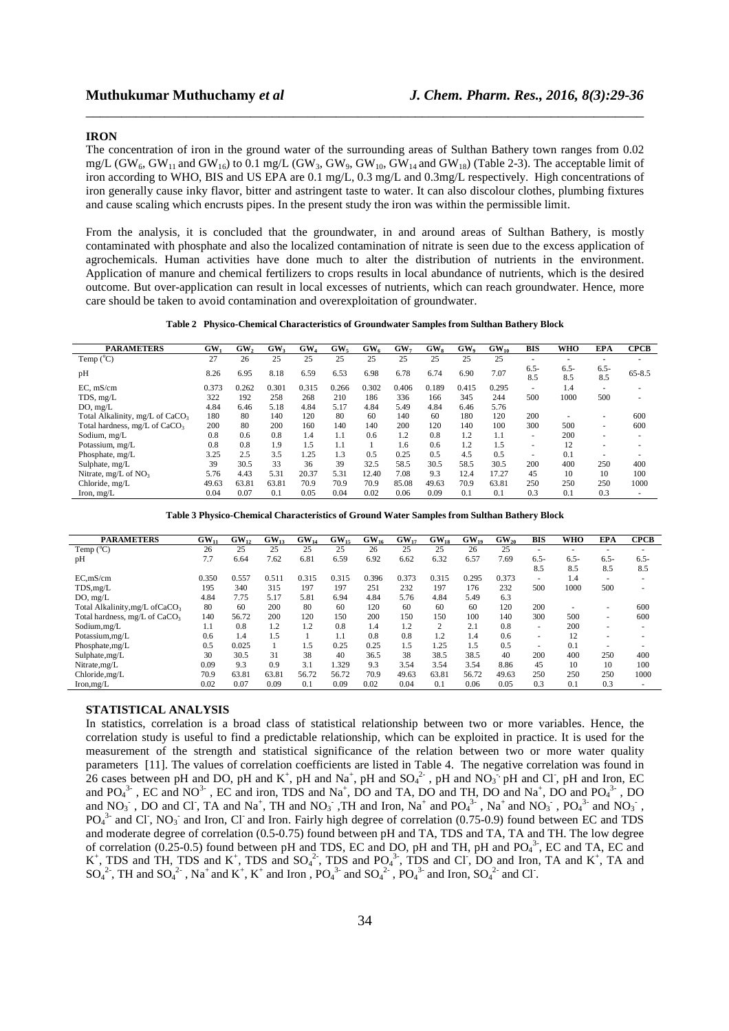## IRON

The concentration of iron in the ground water of the surrounding areas of Sulthan Bathery town ranges from 0.02 mg/L ($GW_6$, $GW_{11}$ and $GW_{16}$) to 0.1 mg/L ($GW_3$, $GW_9$, $GW_{10}$, $GW_{14}$ and $GW_{18}$) (Table 2-3). The acceptable limit of iron according to WHO, BIS and US EPA are 0.1 mg/L, 0.3 mg/L and 0.3mg/L respectively. High concentrations of iron generally cause inky flavor, bitter and astringent taste to water. It can also discolour clothes, plumbing fixtures and cause scaling which encrusts pipes. In the present study the iron was within the permissible limit.

From the analysis, it is concluded that the groundwater, in and around areas of Sulthan Bathery, is mostly contaminated with phosphate and also the localized contamination of nitrate is seen due to the excess application of agrochemicals. Human activities have done much to alter the distribution of nutrients in the environment. Application of manure and chemical fertilizers to crops results in local abundance of nutrients, which is the desired outcome. But over-application can result in local excesses of nutrients, which can reach groundwater. Hence, more care should be taken to avoid contamination and overexploitation of groundwater.

**Table 2 Physico-Chemical Characteristics of Groundwater Samples from Sulthan Bathery Block**

| PARAMETERS | $GW_1$ | $GW_2$ | $GW_3$ | $GW_4$ | $GW_5$ | $GW_6$ | $GW_7$ | $GW_8$ | $GW_9$ | $GW_{10}$ | BIS | WHO | EPA | CPCB |
|---|---|---|---|---|---|---|---|---|---|---|---|---|---|---|
| Temp (°C) | 27 | 26 | 25 | 25 | 25 | 25 | 25 | 25 | 25 | 25 | - | - | - | - |
| pH | 8.26 | 6.95 | 8.18 | 6.59 | 6.53 | 6.98 | 6.78 | 6.74 | 6.90 | 7.07 | 6.5-8.5 | 6.5-8.5 | 6.5-8.5 | 65-8.5 |
| EC, mS/cm | 0.373 | 0.262 | 0.301 | 0.315 | 0.266 | 0.302 | 0.406 | 0.189 | 0.415 | 0.295 | - | 1.4 | - | - |
| TDS, mg/L | 322 | 192 | 258 | 268 | 210 | 186 | 336 | 166 | 345 | 244 | 500 | 1000 | 500 | - |
| DO, mg/L | 4.84 | 6.46 | 5.18 | 4.84 | 5.17 | 4.84 | 5.49 | 4.84 | 6.46 | 5.76 | | | | |
| Total Alkalinity, mg/L of $CaCO_3$ | 180 | 80 | 140 | 120 | 80 | 60 | 140 | 60 | 180 | 120 | 200 | - | - | 600 |
| Total hardness, mg/L of $CaCO_3$ | 200 | 80 | 200 | 160 | 140 | 140 | 200 | 120 | 140 | 100 | 300 | 500 | - | 600 |
| Sodium, mg/L | 0.8 | 0.6 | 0.8 | 1.4 | 1.1 | 0.6 | 1.2 | 0.8 | 1.2 | 1.1 | - | 200 | - | - |
| Potassium, mg/L | 0.8 | 0.8 | 1.9 | 1.5 | 1.1 | 1 | 1.6 | 0.6 | 1.2 | 1.5 | - | 12 | - | - |
| Phosphate, mg/L | 3.25 | 2.5 | 3.5 | 1.25 | 1.3 | 0.5 | 0.25 | 0.5 | 4.5 | 0.5 | - | 0.1 | - | - |
| Sulphate, mg/L | 39 | 30.5 | 33 | 36 | 39 | 32.5 | 58.5 | 30.5 | 58.5 | 30.5 | 200 | 400 | 250 | 400 |
| Nitrate, mg/L of $NO_3$ | 5.76 | 4.43 | 5.31 | 20.37 | 5.31 | 12.40 | 7.08 | 9.3 | 12.4 | 17.27 | 45 | 10 | 10 | 100 |
| Chloride, mg/L | 49.63 | 63.81 | 63.81 | 70.9 | 70.9 | 70.9 | 85.08 | 49.63 | 70.9 | 63.81 | 250 | 250 | 250 | 1000 |
| Iron, mg/L | 0.04 | 0.07 | 0.1 | 0.05 | 0.04 | 0.02 | 0.06 | 0.09 | 0.1 | 0.1 | 0.3 | 0.1 | 0.3 | - |

**Table 3 Physico-Chemical Characteristics of Ground Water Samples from Sulthan Bathery Block**

| PARAMETERS | $GW_{11}$ | $GW_{12}$ | $GW_{13}$ | $GW_{14}$ | $GW_{15}$ | $GW_{16}$ | $GW_{17}$ | $GW_{18}$ | $GW_{19}$ | $GW_{20}$ | BIS | WHO | EPA | CPCB |
|---|---|---|---|---|---|---|---|---|---|---|---|---|---|---|
| Temp (°C) | 26 | 25 | 25 | 25 | 25 | 26 | 25 | 25 | 26 | 25 | - | - | - | - |
| pH | 7.7 | 6.64 | 7.62 | 6.81 | 6.59 | 6.92 | 6.62 | 6.32 | 6.57 | 7.69 | 6.5-8.5 | 6.5-8.5 | 6.5-8.5 | 6.5-8.5 |
| EC,mS/cm | 0.350 | 0.557 | 0.511 | 0.315 | 0.315 | 0.396 | 0.373 | 0.315 | 0.295 | 0.373 | - | 1.4 | - | - |
| TDS,mg/L | 195 | 340 | 315 | 197 | 197 | 251 | 232 | 197 | 176 | 232 | 500 | 1000 | 500 | - |
| DO, mg/L | 4.84 | 7.75 | 5.17 | 5.81 | 6.94 | 4.84 | 5.76 | 4.84 | 5.49 | 6.3 | | | | |
| Total Alkalinity,mg/L of$CaCO_3$ | 80 | 60 | 200 | 80 | 60 | 120 | 60 | 60 | 60 | 120 | 200 | - | - | 600 |
| Total hardness, mg/L of $CaCO_3$ | 140 | 56.72 | 200 | 120 | 150 | 200 | 150 | 150 | 100 | 140 | 300 | 500 | - | 600 |
| Sodium,mg/L | 1.1 | 0.8 | 1.2 | 1.2 | 0.8 | 1.4 | 1.2 | 2 | 2.1 | 0.8 | - | 200 | - | - |
| Potassium,mg/L | 0.6 | 1.4 | 1.5 | 1 | 1.1 | 0.8 | 0.8 | 1.2 | 1.4 | 0.6 | - | 12 | - | - |
| Phosphate,mg/L | 0.5 | 0.025 | 1 | 1.5 | 0.25 | 0.25 | 1.5 | 1.25 | 1.5 | 0.5 | - | 0.1 | - | - |
| Sulphate,mg/L | 30 | 30.5 | 31 | 38 | 40 | 36.5 | 38 | 38.5 | 38.5 | 40 | 200 | 400 | 250 | 400 |
| Nitrate,mg/L | 0.09 | 9.3 | 0.9 | 3.1 | 1.329 | 9.3 | 3.54 | 3.54 | 3.54 | 8.86 | 45 | 10 | 10 | 100 |
| Chloride,mg/L | 70.9 | 63.81 | 63.81 | 56.72 | 56.72 | 70.9 | 49.63 | 63.81 | 56.72 | 49.63 | 250 | 250 | 250 | 1000 |
| Iron,mg/L | 0.02 | 0.07 | 0.09 | 0.1 | 0.09 | 0.02 | 0.04 | 0.1 | 0.06 | 0.05 | 0.3 | 0.1 | 0.3 | - |

## STATISTICAL ANALYSIS

In statistics, correlation is a broad class of statistical relationship between two or more variables. Hence, the correlation study is useful to find a predictable relationship, which can be exploited in practice. It is used for the measurement of the strength and statistical significance of the relation between two or more water quality parameters [11]. The values of correlation coefficients are listed in Table 4. The negative correlation was found in 26 cases between pH and DO, pH and $K^+$, pH and $Na^+$, pH and $SO_4^{2-}$, pH and $NO_3^-$ pH and $Cl^-$, pH and Iron, EC and $PO_4^{3-}$, EC and $NO^{3-}$, EC and iron, TDS and $Na^+$, DO and TA, DO and TH, DO and $Na^+$, DO and $PO_4^{3-}$, DO and $NO_3^-$, DO and $Cl^-$, TA and $Na^+$, TH and $NO_3^-$, TH and Iron, $Na^+$ and $PO_4^{3-}$, $Na^+$ and $NO_3^-$, $PO_4^{3-}$ and $NO_3^-$, $PO_4^{3-}$ and $Cl^-$, $NO_3^-$ and Iron, $Cl^-$ and Iron. Fairly high degree of correlation (0.75-0.9) found between EC and TDS and moderate degree of correlation (0.5-0.75) found between pH and TA, TDS and TA, TA and TH. The low degree of correlation (0.25-0.5) found between pH and TDS, EC and DO, pH and TH, pH and $PO_4^{3-}$, EC and TA, EC and $K^+$, TDS and TH, TDS and $K^+$, TDS and $SO_4^{2-}$, TDS and $PO_4^{3-}$, TDS and $Cl^-$, DO and Iron, TA and $K^+$, TA and $SO_4^{2-}$, TH and $SO_4^{2-}$, $Na^+$ and $K^+$, $K^+$ and Iron, $PO_4^{3-}$ and $SO_4^{2-}$, $PO_4^{3-}$ and Iron, $SO_4^{2-}$ and $Cl^-$.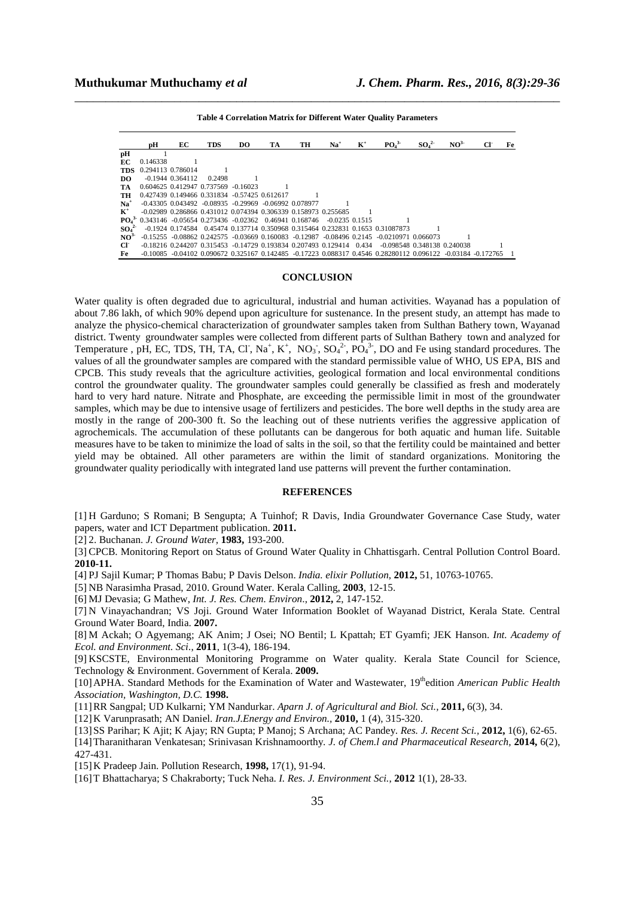**Table 4 Correlation Matrix for Different Water Quality Parameters**

| | pH | EC | TDS | DO | TA | TH | $Na^+$ | $K^+$ | $PO_4^{3-}$ | $SO_4^{2-}$ | $NO^{3-}$ | $Cl^-$ | Fe |
|---|---|---|---|---|---|---|---|---|---|---|---|---|---|
| pH | 1 | | | | | | | | | | | | |
| EC | 0.146338 | 1 | | | | | | | | | | | |
| TDS | 0.294113 | 0.786014 | 1 | | | | | | | | | | |
| DO | -0.1944 | 0.364112 | 0.2498 | 1 | | | | | | | | | |
| TA | 0.604625 | 0.412947 | 0.737569 | -0.16023 | 1 | | | | | | | | |
| TH | 0.427439 | 0.149466 | 0.331834 | -0.57425 | 0.612617 | 1 | | | | | | | |
| $Na^+$ | -0.43305 | 0.043492 | -0.08935 | -0.29969 | -0.06992 | 0.078977 | 1 | | | | | | |
| $K^+$ | -0.02989 | 0.286866 | 0.431012 | 0.074394 | 0.306339 | 0.158973 | 0.255685 | 1 | | | | | |
| $PO_4^{3-}$ | 0.343146 | -0.05654 | 0.273436 | -0.02362 | 0.46941 | 0.168746 | -0.0235 | 0.1515 | 1 | | | | |
| $SO_4^{2-}$ | -0.1924 | 0.174584 | 0.45474 | 0.137714 | 0.350968 | 0.315464 | 0.232831 | 0.1653 | 0.31087873 | 1 | | | |
| $NO^{3-}$ | -0.15255 | -0.08862 | 0.242575 | -0.03669 | 0.160083 | -0.12987 | -0.08496 | 0.2145 | -0.0210971 | 0.066073 | 1 | | |
| $Cl^-$ | -0.18216 | 0.244207 | 0.315453 | -0.14729 | 0.193834 | 0.207493 | 0.129414 | 0.434 | -0.098548 | 0.348138 | 0.240038 | 1 | |
| Fe | -0.10085 | -0.04102 | 0.090672 | 0.325167 | 0.142485 | -0.17223 | 0.088317 | 0.4546 | 0.28280112 | 0.096122 | -0.03184 | -0.172765 | 1 |

## CONCLUSION

Water quality is often degraded due to agricultural, industrial and human activities. Wayanad has a population of about 7.86 lakh, of which 90% depend upon agriculture for sustenance. In the present study, an attempt has made to analyze the physico-chemical characterization of groundwater samples taken from Sulthan Bathery town, Wayanad district. Twenty groundwater samples were collected from different parts of Sulthan Bathery town and analyzed for Temperature , pH, EC, TDS, TH, TA, $Cl^-$, $Na^+$, $K^+$, $NO_3^-$, $SO_4^{2-}$, $PO_4^{3-}$, DO and Fe using standard procedures. The values of all the groundwater samples are compared with the standard permissible value of WHO, US EPA, BIS and CPCB. This study reveals that the agriculture activities, geological formation and local environmental conditions control the groundwater quality. The groundwater samples could generally be classified as fresh and moderately hard to very hard nature. Nitrate and Phosphate, are exceeding the permissible limit in most of the groundwater samples, which may be due to intensive usage of fertilizers and pesticides. The bore well depths in the study area are mostly in the range of 200-300 ft. So the leaching out of these nutrients verifies the aggressive application of agrochemicals. The accumulation of these pollutants can be dangerous for both aquatic and human life. Suitable measures have to be taken to minimize the load of salts in the soil, so that the fertility could be maintained and better yield may be obtained. All other parameters are within the limit of standard organizations. Monitoring the groundwater quality periodically with integrated land use patterns will prevent the further contamination.

## REFERENCES

[1] H Garduno; S Romani; B Sengupta; A Tuinhof; R Davis, India Groundwater Governance Case Study, water papers, water and ICT Department publication. **2011.**

[2] 2. Buchanan. *J. Ground Water*, **1983,** 193-200.

[3] CPCB. Monitoring Report on Status of Ground Water Quality in Chhattisgarh. Central Pollution Control Board. **2010-11.**

[4] PJ Sajil Kumar; P Thomas Babu; P Davis Delson. *India. elixir Pollution*, **2012,** 51, 10763-10765.

[5] NB Narasimha Prasad, 2010. Ground Water. Kerala Calling, **2003**, 12-15.

[6] MJ Devasia; G Mathew, *Int. J. Res. Chem. Environ.*, **2012,** 2, 147-152.

[7] N Vinayachandran; VS Joji. Ground Water Information Booklet of Wayanad District, Kerala State. Central Ground Water Board, India. **2007.**

[8] M Ackah; O Agyemang; AK Anim; J Osei; NO Bentil; L Kpattah; ET Gyamfi; JEK Hanson. *Int. Academy of Ecol. and Environment. Sci.*, **2011**, 1(3-4), 186-194.

[9] KSCSTE, Environmental Monitoring Programme on Water quality. Kerala State Council for Science, Technology & Environment. Government of Kerala. **2009.**

[10] APHA. Standard Methods for the Examination of Water and Wastewater, 19th edition *American Public Health Association, Washington, D.C.* **1998.**

[11] RR Sangpal; UD Kulkarni; YM Nandurkar. *Aparn J. of Agricultural and Biol. Sci.,* **2011,** 6(3), 34.

[12] K Varunprasath; AN Daniel. *Iran.J.Energy and Environ.,* **2010,** 1 (4), 315-320.

[13] SS Parihar; K Ajit; K Ajay; RN Gupta; P Manoj; S Archana; AC Pandey. *Res. J. Recent Sci.*, **2012,** 1(6), 62-65.

[14] Tharanitharan Venkatesan; Srinivasan Krishnamoorthy. *J. of Chem.l and Pharmaceutical Research*, **2014,** 6(2), 427-431.

[15] K Pradeep Jain. Pollution Research, **1998,** 17(1), 91-94.

[16] T Bhattacharya; S Chakraborty; Tuck Neha. *I. Res. J. Environment Sci.,* **2012** 1(1), 28-33.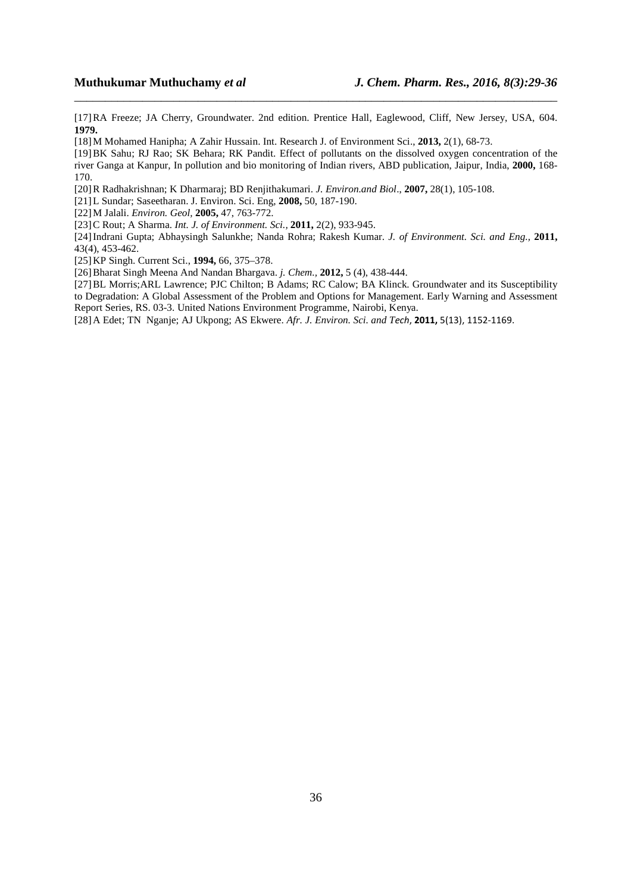[17] RA Freeze; JA Cherry, Groundwater. 2nd edition. Prentice Hall, Eaglewood, Cliff, New Jersey, USA, 604. **1979.**

[18] M Mohamed Hanipha; A Zahir Hussain. Int. Research J. of Environment Sci., **2013,** 2(1), 68-73.

[19] BK Sahu; RJ Rao; SK Behara; RK Pandit. Effect of pollutants on the dissolved oxygen concentration of the river Ganga at Kanpur, In pollution and bio monitoring of Indian rivers, ABD publication, Jaipur, India, **2000,** 168-170.

[20] R Radhakrishnan; K Dharmaraj; BD Renjithakumari. *J. Environ.and Biol*., **2007,** 28(1), 105-108.

[21] L Sundar; Saseetharan. J. Environ. Sci. Eng, **2008,** 50, 187-190.

[22] M Jalali. *Environ. Geol*, **2005,** 47, 763-772.

[23] C Rout; A Sharma. *Int. J. of Environment. Sci.*, **2011,** 2(2), 933-945.

[24] Indrani Gupta; Abhaysingh Salunkhe; Nanda Rohra; Rakesh Kumar. *J. of Environment. Sci. and Eng.,* **2011,** 43(4), 453-462.

[25] KP Singh. Current Sci., **1994,** 66, 375–378.

[26] Bharat Singh Meena And Nandan Bhargava. *j. Chem.*, **2012,** 5 (4), 438-444.

[27] BL Morris;ARL Lawrence; PJC Chilton; B Adams; RC Calow; BA Klinck. Groundwater and its Susceptibility to Degradation: A Global Assessment of the Problem and Options for Management. Early Warning and Assessment Report Series, RS. 03-3. United Nations Environment Programme, Nairobi, Kenya.

[28] A Edet; TN Nganje; AJ Ukpong; AS Ekwere. *Afr. J. Environ. Sci. and Tech,* **2011,** 5(13), 1152-1169.